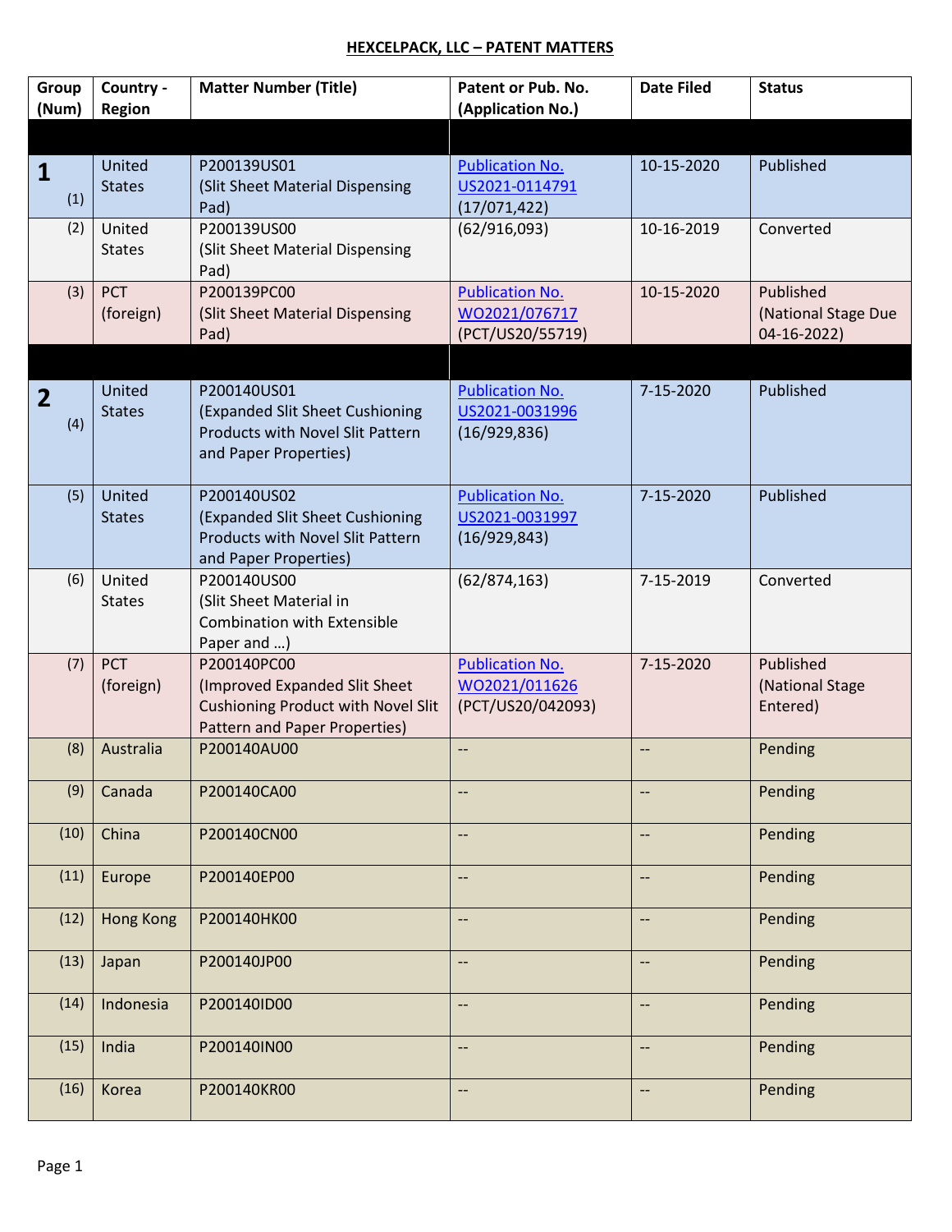# HEXCELPACK, LLC – PATENT MATTERS

| Group (Num) | Country - Region | Matter Number (Title) | Patent or Pub. No. (Application No.) | Date Filed | Status |
|---|---|---|---|---|---|
| | | | | | |
| **1** (1) | United States | P200139US01 (Slit Sheet Material Dispensing Pad) | Publication No. US2021-0114791 (17/071,422) | 10-15-2020 | Published |
| (2) | United States | P200139US00 (Slit Sheet Material Dispensing Pad) | (62/916,093) | 10-16-2019 | Converted |
| (3) | PCT (foreign) | P200139PC00 (Slit Sheet Material Dispensing Pad) | Publication No. WO2021/076717 (PCT/US20/55719) | 10-15-2020 | Published (National Stage Due 04-16-2022) |
| | | | | | |
| **2** (4) | United States | P200140US01 (Expanded Slit Sheet Cushioning Products with Novel Slit Pattern and Paper Properties) | Publication No. US2021-0031996 (16/929,836) | 7-15-2020 | Published |
| (5) | United States | P200140US02 (Expanded Slit Sheet Cushioning Products with Novel Slit Pattern and Paper Properties) | Publication No. US2021-0031997 (16/929,843) | 7-15-2020 | Published |
| (6) | United States | P200140US00 (Slit Sheet Material in Combination with Extensible Paper and …) | (62/874,163) | 7-15-2019 | Converted |
| (7) | PCT (foreign) | P200140PC00 (Improved Expanded Slit Sheet Cushioning Product with Novel Slit Pattern and Paper Properties) | Publication No. WO2021/011626 (PCT/US20/042093) | 7-15-2020 | Published (National Stage Entered) |
| (8) | Australia | P200140AU00 | -- | -- | Pending |
| (9) | Canada | P200140CA00 | -- | -- | Pending |
| (10) | China | P200140CN00 | -- | -- | Pending |
| (11) | Europe | P200140EP00 | -- | -- | Pending |
| (12) | Hong Kong | P200140HK00 | -- | -- | Pending |
| (13) | Japan | P200140JP00 | -- | -- | Pending |
| (14) | Indonesia | P200140ID00 | -- | -- | Pending |
| (15) | India | P200140IN00 | -- | -- | Pending |
| (16) | Korea | P200140KR00 | -- | -- | Pending |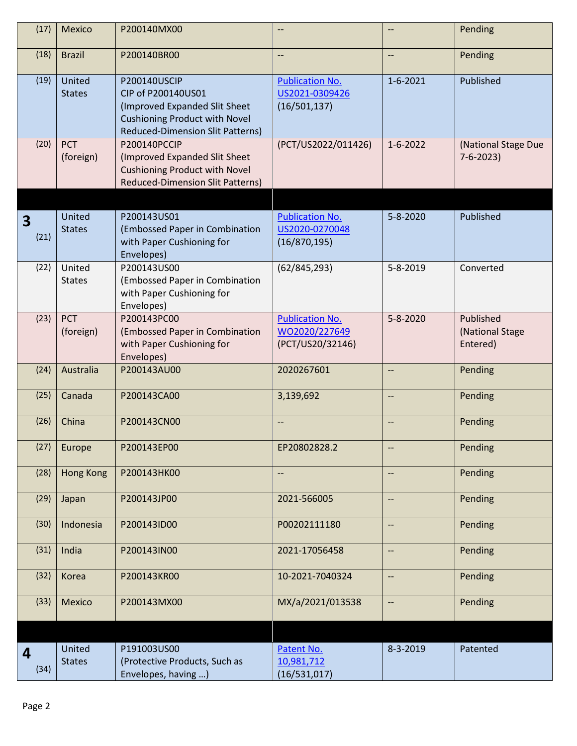| | | | | | |
|---|---|---|---|---|---|
| (17) | Mexico | P200140MX00 | -- | -- | Pending |
| (18) | Brazil | P200140BR00 | -- | -- | Pending |
| (19) | United States | P200140USCIP<br>CIP of P200140US01<br>(Improved Expanded Slit Sheet Cushioning Product with Novel Reduced-Dimension Slit Patterns) | Publication No. US2021-0309426<br>(16/501,137) | 1-6-2021 | Published |
| (20) | PCT (foreign) | P200140PCCIP<br>(Improved Expanded Slit Sheet Cushioning Product with Novel Reduced-Dimension Slit Patterns) | (PCT/US2022/011426) | 1-6-2022 | (National Stage Due 7-6-2023) |
| | | | | | |
| **3** (21) | United States | P200143US01<br>(Embossed Paper in Combination with Paper Cushioning for Envelopes) | Publication No. US2020-0270048<br>(16/870,195) | 5-8-2020 | Published |
| (22) | United States | P200143US00<br>(Embossed Paper in Combination with Paper Cushioning for Envelopes) | (62/845,293) | 5-8-2019 | Converted |
| (23) | PCT (foreign) | P200143PC00<br>(Embossed Paper in Combination with Paper Cushioning for Envelopes) | Publication No. WO2020/227649<br>(PCT/US20/32146) | 5-8-2020 | Published (National Stage Entered) |
| (24) | Australia | P200143AU00 | 2020267601 | -- | Pending |
| (25) | Canada | P200143CA00 | 3,139,692 | -- | Pending |
| (26) | China | P200143CN00 | -- | -- | Pending |
| (27) | Europe | P200143EP00 | EP20802828.2 | -- | Pending |
| (28) | Hong Kong | P200143HK00 | -- | -- | Pending |
| (29) | Japan | P200143JP00 | 2021-566005 | -- | Pending |
| (30) | Indonesia | P200143ID00 | P00202111180 | -- | Pending |
| (31) | India | P200143IN00 | 2021-17056458 | -- | Pending |
| (32) | Korea | P200143KR00 | 10-2021-7040324 | -- | Pending |
| (33) | Mexico | P200143MX00 | MX/a/2021/013538 | -- | Pending |
| | | | | | |
| **4** (34) | United States | P191003US00<br>(Protective Products, Such as Envelopes, having …) | Patent No. 10,981,712<br>(16/531,017) | 8-3-2019 | Patented |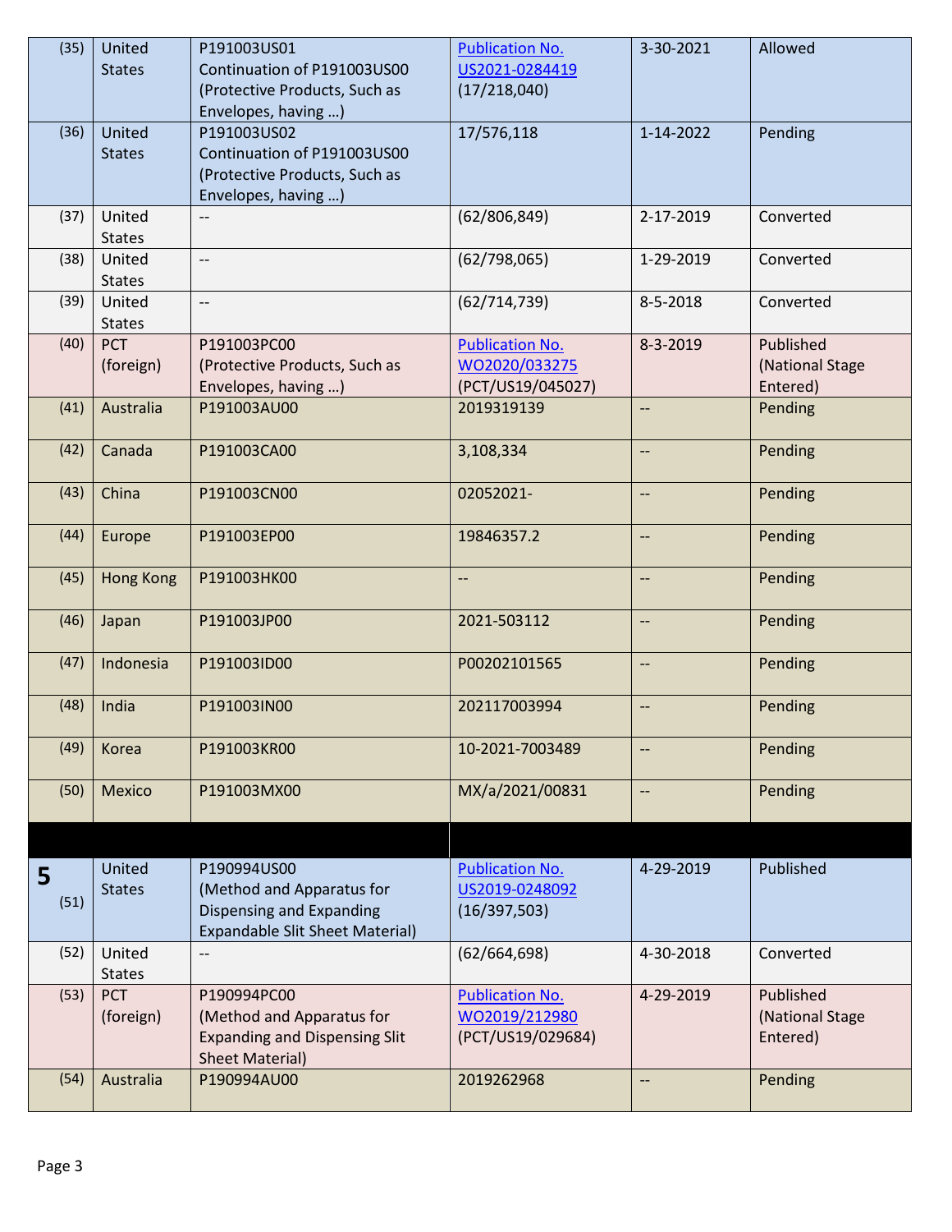| | | | | | |
|---|---|---|---|---|---|
| (35) | United States | P191003US01 Continuation of P191003US00 (Protective Products, Such as Envelopes, having …) | Publication No. US2021-0284419 (17/218,040) | 3-30-2021 | Allowed |
| (36) | United States | P191003US02 Continuation of P191003US00 (Protective Products, Such as Envelopes, having …) | 17/576,118 | 1-14-2022 | Pending |
| (37) | United States | -- | (62/806,849) | 2-17-2019 | Converted |
| (38) | United States | -- | (62/798,065) | 1-29-2019 | Converted |
| (39) | United States | -- | (62/714,739) | 8-5-2018 | Converted |
| (40) | PCT (foreign) | P191003PC00 (Protective Products, Such as Envelopes, having …) | Publication No. WO2020/033275 (PCT/US19/045027) | 8-3-2019 | Published (National Stage Entered) |
| (41) | Australia | P191003AU00 | 2019319139 | -- | Pending |
| (42) | Canada | P191003CA00 | 3,108,334 | -- | Pending |
| (43) | China | P191003CN00 | 02052021- | -- | Pending |
| (44) | Europe | P191003EP00 | 19846357.2 | -- | Pending |
| (45) | Hong Kong | P191003HK00 | -- | -- | Pending |
| (46) | Japan | P191003JP00 | 2021-503112 | -- | Pending |
| (47) | Indonesia | P191003ID00 | P00202101565 | -- | Pending |
| (48) | India | P191003IN00 | 202117003994 | -- | Pending |
| (49) | Korea | P191003KR00 | 10-2021-7003489 | -- | Pending |
| (50) | Mexico | P191003MX00 | MX/a/2021/00831 | -- | Pending |
| | | | | | |
| **5** (51) | United States | P190994US00 (Method and Apparatus for Dispensing and Expanding Expandable Slit Sheet Material) | Publication No. US2019-0248092 (16/397,503) | 4-29-2019 | Published |
| (52) | United States | -- | (62/664,698) | 4-30-2018 | Converted |
| (53) | PCT (foreign) | P190994PC00 (Method and Apparatus for Expanding and Dispensing Slit Sheet Material) | Publication No. WO2019/212980 (PCT/US19/029684) | 4-29-2019 | Published (National Stage Entered) |
| (54) | Australia | P190994AU00 | 2019262968 | -- | Pending |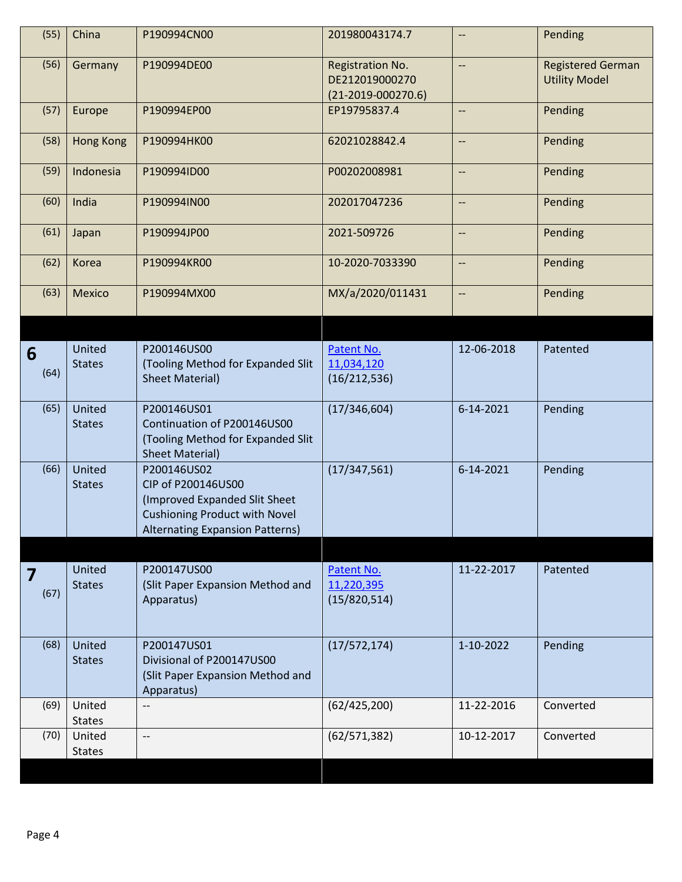| | | | | | |
|---|---|---|---|---|---|
| (55) | China | P190994CN00 | 201980043174.7 | -- | Pending |
| (56) | Germany | P190994DE00 | Registration No. DE212019000270 (21-2019-000270.6) | -- | Registered German Utility Model |
| (57) | Europe | P190994EP00 | EP19795837.4 | -- | Pending |
| (58) | Hong Kong | P190994HK00 | 62021028842.4 | -- | Pending |
| (59) | Indonesia | P190994ID00 | P00202008981 | -- | Pending |
| (60) | India | P190994IN00 | 202017047236 | -- | Pending |
| (61) | Japan | P190994JP00 | 2021-509726 | -- | Pending |
| (62) | Korea | P190994KR00 | 10-2020-7033390 | -- | Pending |
| (63) | Mexico | P190994MX00 | MX/a/2020/011431 | -- | Pending |
| | | | | | |
| **6** (64) | United States | P200146US00 (Tooling Method for Expanded Slit Sheet Material) | Patent No. 11,034,120 (16/212,536) | 12-06-2018 | Patented |
| (65) | United States | P200146US01 Continuation of P200146US00 (Tooling Method for Expanded Slit Sheet Material) | (17/346,604) | 6-14-2021 | Pending |
| (66) | United States | P200146US02 CIP of P200146US00 (Improved Expanded Slit Sheet Cushioning Product with Novel Alternating Expansion Patterns) | (17/347,561) | 6-14-2021 | Pending |
| | | | | | |
| **7** (67) | United States | P200147US00 (Slit Paper Expansion Method and Apparatus) | Patent No. 11,220,395 (15/820,514) | 11-22-2017 | Patented |
| (68) | United States | P200147US01 Divisional of P200147US00 (Slit Paper Expansion Method and Apparatus) | (17/572,174) | 1-10-2022 | Pending |
| (69) | United States | -- | (62/425,200) | 11-22-2016 | Converted |
| (70) | United States | -- | (62/571,382) | 10-12-2017 | Converted |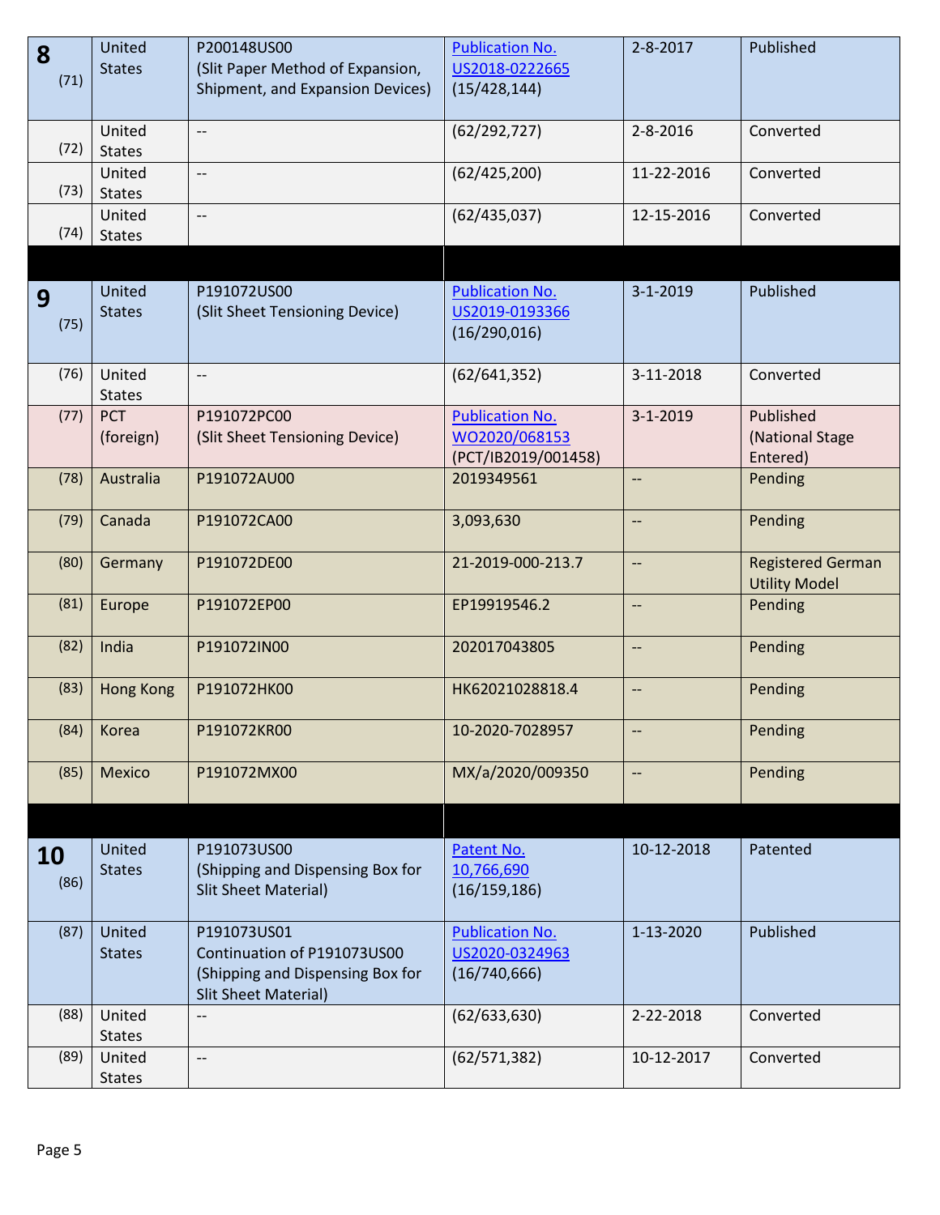| | | | | | |
|---|---|---|---|---|---|
| **8** (71) | United States | P200148US00 (Slit Paper Method of Expansion, Shipment, and Expansion Devices) | Publication No. US2018-0222665 (15/428,144) | 2-8-2017 | Published |
| (72) | United States | -- | (62/292,727) | 2-8-2016 | Converted |
| (73) | United States | -- | (62/425,200) | 11-22-2016 | Converted |
| (74) | United States | -- | (62/435,037) | 12-15-2016 | Converted |
| | | | | | |
| **9** (75) | United States | P191072US00 (Slit Sheet Tensioning Device) | Publication No. US2019-0193366 (16/290,016) | 3-1-2019 | Published |
| (76) | United States | -- | (62/641,352) | 3-11-2018 | Converted |
| (77) | PCT (foreign) | P191072PC00 (Slit Sheet Tensioning Device) | Publication No. WO2020/068153 (PCT/IB2019/001458) | 3-1-2019 | Published (National Stage Entered) |
| (78) | Australia | P191072AU00 | 2019349561 | -- | Pending |
| (79) | Canada | P191072CA00 | 3,093,630 | -- | Pending |
| (80) | Germany | P191072DE00 | 21-2019-000-213.7 | -- | Registered German Utility Model |
| (81) | Europe | P191072EP00 | EP19919546.2 | -- | Pending |
| (82) | India | P191072IN00 | 202017043805 | -- | Pending |
| (83) | Hong Kong | P191072HK00 | HK62021028818.4 | -- | Pending |
| (84) | Korea | P191072KR00 | 10-2020-7028957 | -- | Pending |
| (85) | Mexico | P191072MX00 | MX/a/2020/009350 | -- | Pending |
| | | | | | |
| **10** (86) | United States | P191073US00 (Shipping and Dispensing Box for Slit Sheet Material) | Patent No. 10,766,690 (16/159,186) | 10-12-2018 | Patented |
| (87) | United States | P191073US01 Continuation of P191073US00 (Shipping and Dispensing Box for Slit Sheet Material) | Publication No. US2020-0324963 (16/740,666) | 1-13-2020 | Published |
| (88) | United States | -- | (62/633,630) | 2-22-2018 | Converted |
| (89) | United States | -- | (62/571,382) | 10-12-2017 | Converted |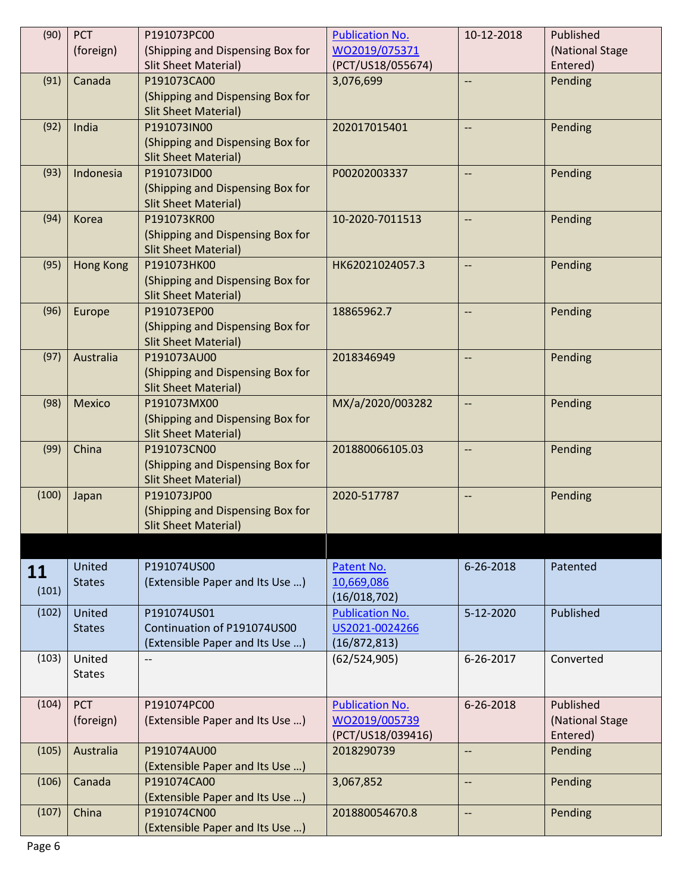| | | | | | |
|---|---|---|---|---|---|
| (90) | PCT (foreign) | P191073PC00 (Shipping and Dispensing Box for Slit Sheet Material) | Publication No. WO2019/075371 (PCT/US18/055674) | 10-12-2018 | Published (National Stage Entered) |
| (91) | Canada | P191073CA00 (Shipping and Dispensing Box for Slit Sheet Material) | 3,076,699 | -- | Pending |
| (92) | India | P191073IN00 (Shipping and Dispensing Box for Slit Sheet Material) | 202017015401 | -- | Pending |
| (93) | Indonesia | P191073ID00 (Shipping and Dispensing Box for Slit Sheet Material) | P00202003337 | -- | Pending |
| (94) | Korea | P191073KR00 (Shipping and Dispensing Box for Slit Sheet Material) | 10-2020-7011513 | -- | Pending |
| (95) | Hong Kong | P191073HK00 (Shipping and Dispensing Box for Slit Sheet Material) | HK62021024057.3 | -- | Pending |
| (96) | Europe | P191073EP00 (Shipping and Dispensing Box for Slit Sheet Material) | 18865962.7 | -- | Pending |
| (97) | Australia | P191073AU00 (Shipping and Dispensing Box for Slit Sheet Material) | 2018346949 | -- | Pending |
| (98) | Mexico | P191073MX00 (Shipping and Dispensing Box for Slit Sheet Material) | MX/a/2020/003282 | -- | Pending |
| (99) | China | P191073CN00 (Shipping and Dispensing Box for Slit Sheet Material) | 201880066105.03 | -- | Pending |
| (100) | Japan | P191073JP00 (Shipping and Dispensing Box for Slit Sheet Material) | 2020-517787 | -- | Pending |
| | | | | | |
| **11** (101) | United States | P191074US00 (Extensible Paper and Its Use …) | Patent No. 10,669,086 (16/018,702) | 6-26-2018 | Patented |
| (102) | United States | P191074US01 Continuation of P191074US00 (Extensible Paper and Its Use …) | Publication No. US2021-0024266 (16/872,813) | 5-12-2020 | Published |
| (103) | United States | -- | (62/524,905) | 6-26-2017 | Converted |
| (104) | PCT (foreign) | P191074PC00 (Extensible Paper and Its Use …) | Publication No. WO2019/005739 (PCT/US18/039416) | 6-26-2018 | Published (National Stage Entered) |
| (105) | Australia | P191074AU00 (Extensible Paper and Its Use …) | 2018290739 | -- | Pending |
| (106) | Canada | P191074CA00 (Extensible Paper and Its Use …) | 3,067,852 | -- | Pending |
| (107) | China | P191074CN00 (Extensible Paper and Its Use …) | 201880054670.8 | -- | Pending |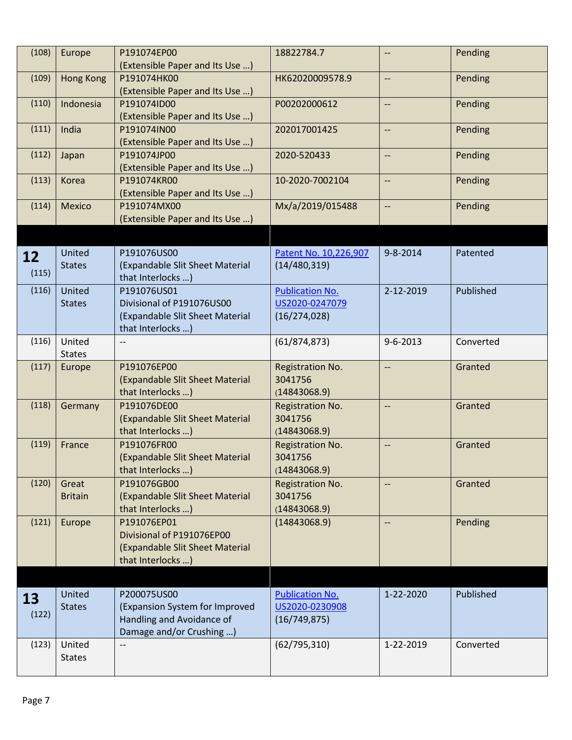| | | | | | |
|---|---|---|---|---|---|
| (108) | Europe | P191074EP00 (Extensible Paper and Its Use …) | 18822784.7 | -- | Pending |
| (109) | Hong Kong | P191074HK00 (Extensible Paper and Its Use …) | HK62020009578.9 | -- | Pending |
| (110) | Indonesia | P191074ID00 (Extensible Paper and Its Use …) | P00202000612 | -- | Pending |
| (111) | India | P191074IN00 (Extensible Paper and Its Use …) | 202017001425 | -- | Pending |
| (112) | Japan | P191074JP00 (Extensible Paper and Its Use …) | 2020-520433 | -- | Pending |
| (113) | Korea | P191074KR00 (Extensible Paper and Its Use …) | 10-2020-7002104 | -- | Pending |
| (114) | Mexico | P191074MX00 (Extensible Paper and Its Use …) | Mx/a/2019/015488 | -- | Pending |
| | | | | | |
| **12** (115) | United States | P191076US00 (Expandable Slit Sheet Material that Interlocks …) | Patent No. 10,226,907 (14/480,319) | 9-8-2014 | Patented |
| (116) | United States | P191076US01 Divisional of P191076US00 (Expandable Slit Sheet Material that Interlocks …) | Publication No. US2020-0247079 (16/274,028) | 2-12-2019 | Published |
| (116) | United States | -- | (61/874,873) | 9-6-2013 | Converted |
| (117) | Europe | P191076EP00 (Expandable Slit Sheet Material that Interlocks …) | Registration No. 3041756 (14843068.9) | -- | Granted |
| (118) | Germany | P191076DE00 (Expandable Slit Sheet Material that Interlocks …) | Registration No. 3041756 (14843068.9) | -- | Granted |
| (119) | France | P191076FR00 (Expandable Slit Sheet Material that Interlocks …) | Registration No. 3041756 (14843068.9) | -- | Granted |
| (120) | Great Britain | P191076GB00 (Expandable Slit Sheet Material that Interlocks …) | Registration No. 3041756 (14843068.9) | -- | Granted |
| (121) | Europe | P191076EP01 Divisional of P191076EP00 (Expandable Slit Sheet Material that Interlocks …) | (14843068.9) | -- | Pending |
| | | | | | |
| **13** (122) | United States | P200075US00 (Expansion System for Improved Handling and Avoidance of Damage and/or Crushing …) | Publication No. US2020-0230908 (16/749,875) | 1-22-2020 | Published |
| (123) | United States | -- | (62/795,310) | 1-22-2019 | Converted |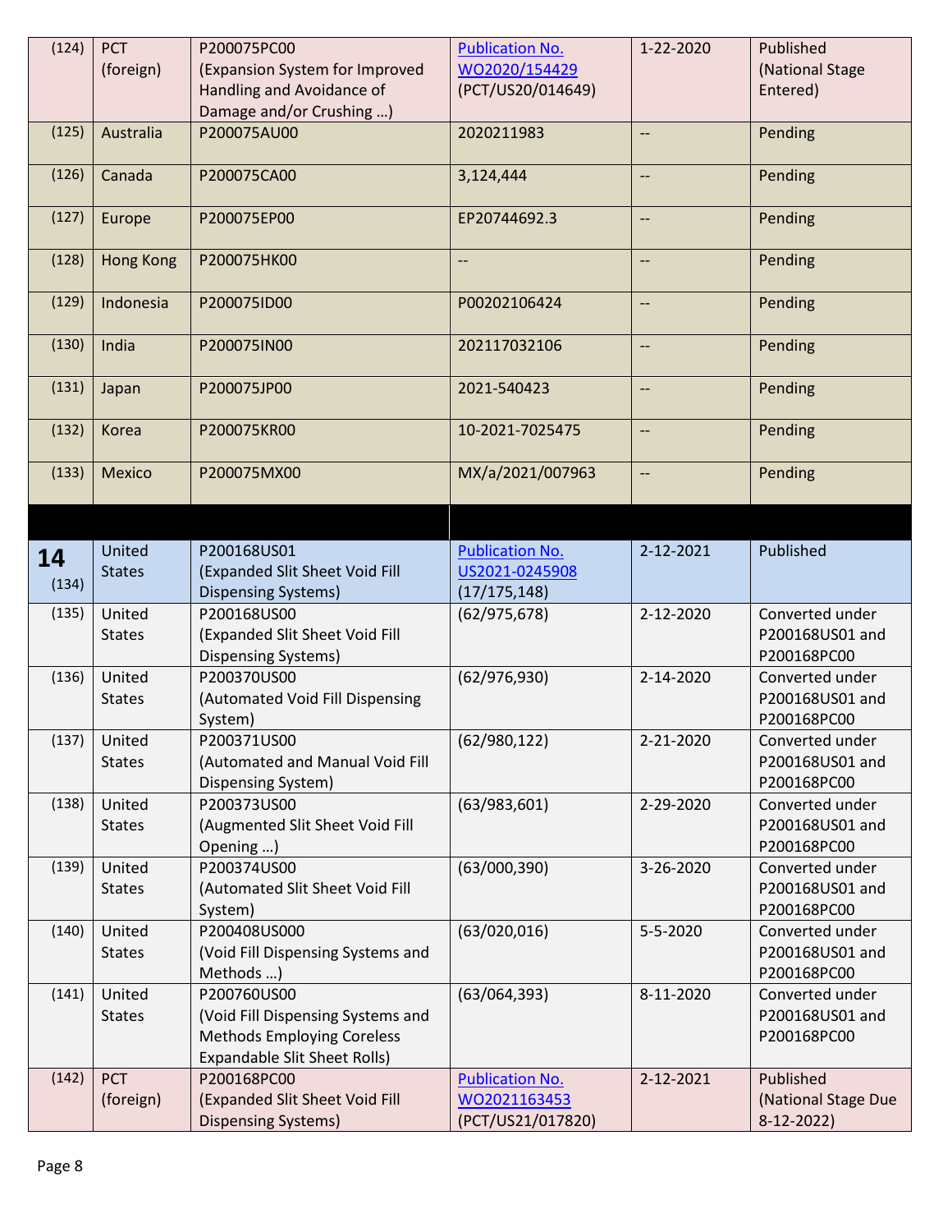| | | | | | |
|---|---|---|---|---|---|
| (124) | PCT (foreign) | P200075PC00 (Expansion System for Improved Handling and Avoidance of Damage and/or Crushing …) | Publication No. WO2020/154429 (PCT/US20/014649) | 1-22-2020 | Published (National Stage Entered) |
| (125) | Australia | P200075AU00 | 2020211983 | -- | Pending |
| (126) | Canada | P200075CA00 | 3,124,444 | -- | Pending |
| (127) | Europe | P200075EP00 | EP20744692.3 | -- | Pending |
| (128) | Hong Kong | P200075HK00 | -- | -- | Pending |
| (129) | Indonesia | P200075ID00 | P00202106424 | -- | Pending |
| (130) | India | P200075IN00 | 202117032106 | -- | Pending |
| (131) | Japan | P200075JP00 | 2021-540423 | -- | Pending |
| (132) | Korea | P200075KR00 | 10-2021-7025475 | -- | Pending |
| (133) | Mexico | P200075MX00 | MX/a/2021/007963 | -- | Pending |
| **14** (134) | United States | P200168US01 (Expanded Slit Sheet Void Fill Dispensing Systems) | Publication No. US2021-0245908 (17/175,148) | 2-12-2021 | Published |
| (135) | United States | P200168US00 (Expanded Slit Sheet Void Fill Dispensing Systems) | (62/975,678) | 2-12-2020 | Converted under P200168US01 and P200168PC00 |
| (136) | United States | P200370US00 (Automated Void Fill Dispensing System) | (62/976,930) | 2-14-2020 | Converted under P200168US01 and P200168PC00 |
| (137) | United States | P200371US00 (Automated and Manual Void Fill Dispensing System) | (62/980,122) | 2-21-2020 | Converted under P200168US01 and P200168PC00 |
| (138) | United States | P200373US00 (Augmented Slit Sheet Void Fill Opening …) | (63/983,601) | 2-29-2020 | Converted under P200168US01 and P200168PC00 |
| (139) | United States | P200374US00 (Automated Slit Sheet Void Fill System) | (63/000,390) | 3-26-2020 | Converted under P200168US01 and P200168PC00 |
| (140) | United States | P200408US000 (Void Fill Dispensing Systems and Methods …) | (63/020,016) | 5-5-2020 | Converted under P200168US01 and P200168PC00 |
| (141) | United States | P200760US00 (Void Fill Dispensing Systems and Methods Employing Coreless Expandable Slit Sheet Rolls) | (63/064,393) | 8-11-2020 | Converted under P200168US01 and P200168PC00 |
| (142) | PCT (foreign) | P200168PC00 (Expanded Slit Sheet Void Fill Dispensing Systems) | Publication No. WO2021163453 (PCT/US21/017820) | 2-12-2021 | Published (National Stage Due 8-12-2022) |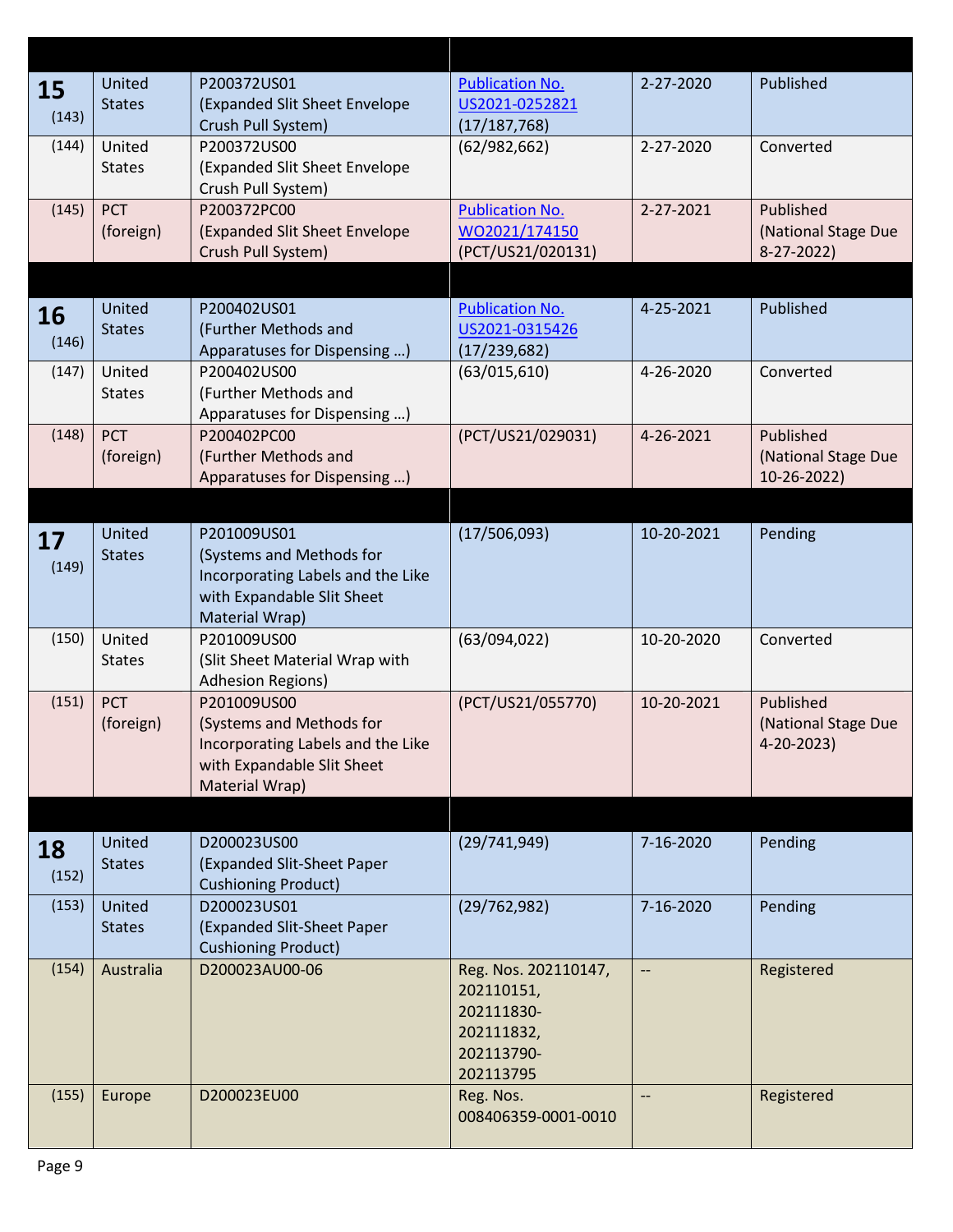| | | | | | |
|---|---|---|---|---|---|
| **15** (143) | United States | P200372US01 (Expanded Slit Sheet Envelope Crush Pull System) | Publication No. US2021-0252821 (17/187,768) | 2-27-2020 | Published |
| (144) | United States | P200372US00 (Expanded Slit Sheet Envelope Crush Pull System) | (62/982,662) | 2-27-2020 | Converted |
| (145) | PCT (foreign) | P200372PC00 (Expanded Slit Sheet Envelope Crush Pull System) | Publication No. WO2021/174150 (PCT/US21/020131) | 2-27-2021 | Published (National Stage Due 8-27-2022) |
| | | | | | |
| **16** (146) | United States | P200402US01 (Further Methods and Apparatuses for Dispensing …) | Publication No. US2021-0315426 (17/239,682) | 4-25-2021 | Published |
| (147) | United States | P200402US00 (Further Methods and Apparatuses for Dispensing …) | (63/015,610) | 4-26-2020 | Converted |
| (148) | PCT (foreign) | P200402PC00 (Further Methods and Apparatuses for Dispensing …) | (PCT/US21/029031) | 4-26-2021 | Published (National Stage Due 10-26-2022) |
| | | | | | |
| **17** (149) | United States | P201009US01 (Systems and Methods for Incorporating Labels and the Like with Expandable Slit Sheet Material Wrap) | (17/506,093) | 10-20-2021 | Pending |
| (150) | United States | P201009US00 (Slit Sheet Material Wrap with Adhesion Regions) | (63/094,022) | 10-20-2020 | Converted |
| (151) | PCT (foreign) | P201009US00 (Systems and Methods for Incorporating Labels and the Like with Expandable Slit Sheet Material Wrap) | (PCT/US21/055770) | 10-20-2021 | Published (National Stage Due 4-20-2023) |
| | | | | | |
| **18** (152) | United States | D200023US00 (Expanded Slit-Sheet Paper Cushioning Product) | (29/741,949) | 7-16-2020 | Pending |
| (153) | United States | D200023US01 (Expanded Slit-Sheet Paper Cushioning Product) | (29/762,982) | 7-16-2020 | Pending |
| (154) | Australia | D200023AU00-06 | Reg. Nos. 202110147, 202110151, 202111830-202111832, 202113790-202113795 | -- | Registered |
| (155) | Europe | D200023EU00 | Reg. Nos. 008406359-0001-0010 | -- | Registered |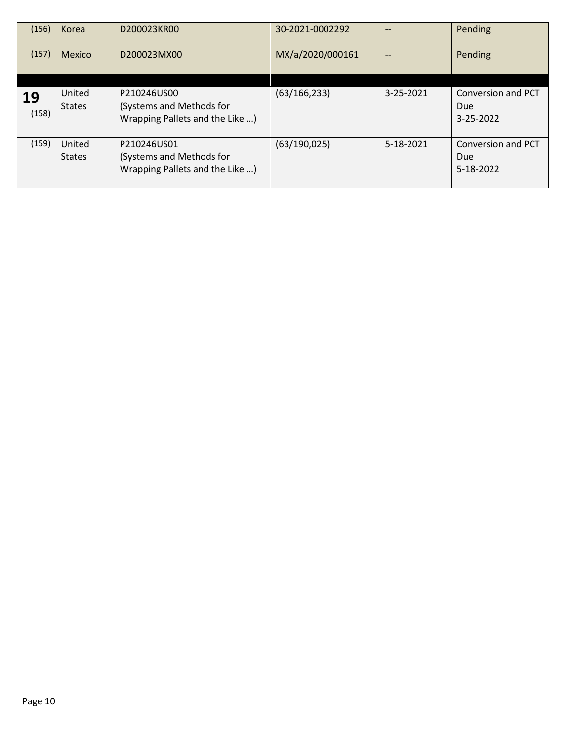| | | | | | |
|---|---|---|---|---|---|
| (156) | Korea | D200023KR00 | 30-2021-0002292 | -- | Pending |
| (157) | Mexico | D200023MX00 | MX/a/2020/000161 | -- | Pending |
| | | | | | |
| **19** (158) | United States | P210246US00 (Systems and Methods for Wrapping Pallets and the Like …) | (63/166,233) | 3-25-2021 | Conversion and PCT Due 3-25-2022 |
| (159) | United States | P210246US01 (Systems and Methods for Wrapping Pallets and the Like …) | (63/190,025) | 5-18-2021 | Conversion and PCT Due 5-18-2022 |